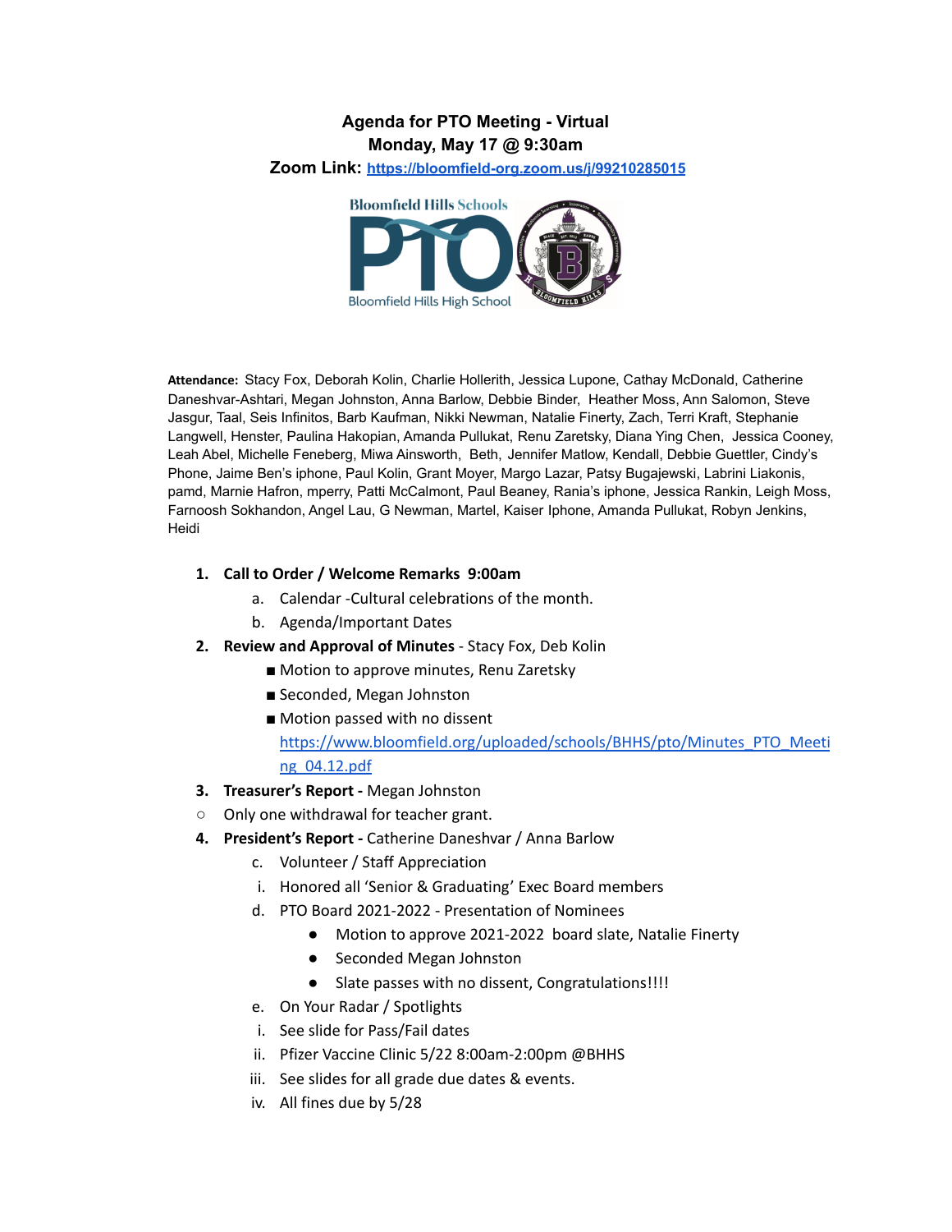# Agenda for PTO Meeting - Virtual
## Monday, May 17 @ 9:30am
## Zoom Link: [https://bloomfield-org.zoom.us/j/99210285015](https://bloomfield-org.zoom.us/j/99210285015)

**Attendance:** Stacy Fox, Deborah Kolin, Charlie Hollerith, Jessica Lupone, Cathay McDonald, Catherine Daneshvar-Ashtari, Megan Johnston, Anna Barlow, Debbie Binder, Heather Moss, Ann Salomon, Steve Jasgur, Taal, Seis Infinitos, Barb Kaufman, Nikki Newman, Natalie Finerty, Zach, Terri Kraft, Stephanie Langwell, Henster, Paulina Hakopian, Amanda Pullukat, Renu Zaretsky, Diana Ying Chen, Jessica Cooney, Leah Abel, Michelle Feneberg, Miwa Ainsworth, Beth, Jennifer Matlow, Kendall, Debbie Guettler, Cindy's Phone, Jaime Ben's iphone, Paul Kolin, Grant Moyer, Margo Lazar, Patsy Bugajewski, Labrini Liakonis, pamd, Marnie Hafron, mperry, Patti McCalmont, Paul Beaney, Rania's iphone, Jessica Rankin, Leigh Moss, Farnoosh Sokhandon, Angel Lau, G Newman, Martel, Kaiser Iphone, Amanda Pullukat, Robyn Jenkins, Heidi

1. **Call to Order / Welcome Remarks 9:00am**
   a. Calendar -Cultural celebrations of the month.
   b. Agenda/Important Dates
2. **Review and Approval of Minutes** - Stacy Fox, Deb Kolin
   - Motion to approve minutes, Renu Zaretsky
   - Seconded, Megan Johnston
   - Motion passed with no dissent [https://www.bloomfield.org/uploaded/schools/BHHS/pto/Minutes_PTO_Meeting_04.12.pdf](https://www.bloomfield.org/uploaded/schools/BHHS/pto/Minutes_PTO_Meeting_04.12.pdf)
3. **Treasurer's Report -** Megan Johnston
   - Only one withdrawal for teacher grant.
4. **President's Report -** Catherine Daneshvar / Anna Barlow
   c. Volunteer / Staff Appreciation
      i. Honored all 'Senior & Graduating' Exec Board members
   d. PTO Board 2021-2022 - Presentation of Nominees
      - Motion to approve 2021-2022 board slate, Natalie Finerty
      - Seconded Megan Johnston
      - Slate passes with no dissent, Congratulations!!!!
   e. On Your Radar / Spotlights
      i. See slide for Pass/Fail dates
      ii. Pfizer Vaccine Clinic 5/22 8:00am-2:00pm @BHHS
      iii. See slides for all grade due dates & events.
      iv. All fines due by 5/28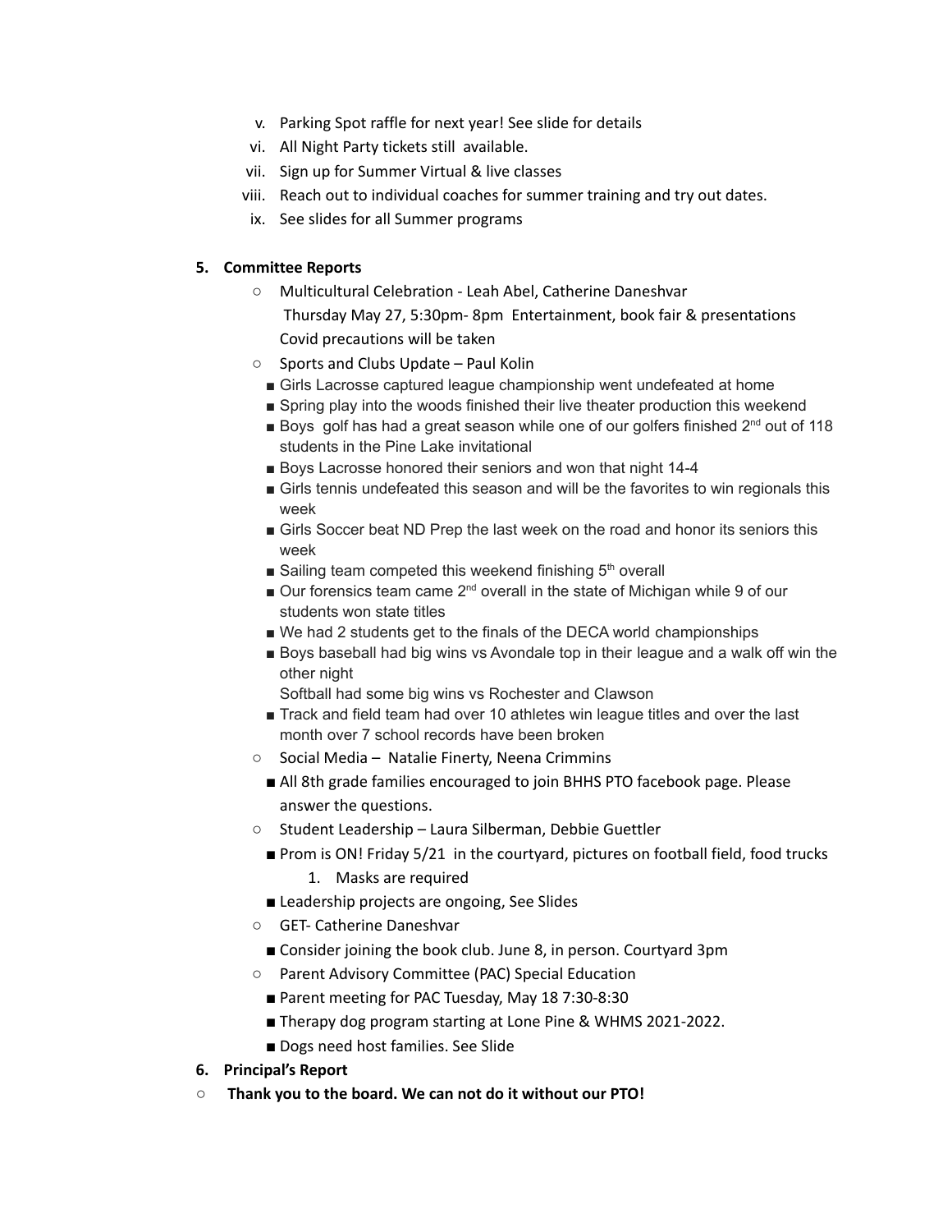v. Parking Spot raffle for next year! See slide for details
vi. All Night Party tickets still available.
vii. Sign up for Summer Virtual & live classes
viii. Reach out to individual coaches for summer training and try out dates.
ix. See slides for all Summer programs

**5. Committee Reports**

- Multicultural Celebration - Leah Abel, Catherine Daneshvar
  Thursday May 27, 5:30pm- 8pm Entertainment, book fair & presentations
  Covid precautions will be taken
- Sports and Clubs Update – Paul Kolin
  - Girls Lacrosse captured league championship went undefeated at home
  - Spring play into the woods finished their live theater production this weekend
  - Boys golf has had a great season while one of our golfers finished 2nd out of 118 students in the Pine Lake invitational
  - Boys Lacrosse honored their seniors and won that night 14-4
  - Girls tennis undefeated this season and will be the favorites to win regionals this week
  - Girls Soccer beat ND Prep the last week on the road and honor its seniors this week
  - Sailing team competed this weekend finishing 5th overall
  - Our forensics team came 2nd overall in the state of Michigan while 9 of our students won state titles
  - We had 2 students get to the finals of the DECA world championships
  - Boys baseball had big wins vs Avondale top in their league and a walk off win the other night
    Softball had some big wins vs Rochester and Clawson
  - Track and field team had over 10 athletes win league titles and over the last month over 7 school records have been broken
- Social Media – Natalie Finerty, Neena Crimmins
  - All 8th grade families encouraged to join BHHS PTO facebook page. Please answer the questions.
- Student Leadership – Laura Silberman, Debbie Guettler
  - Prom is ON! Friday 5/21 in the courtyard, pictures on football field, food trucks
    1. Masks are required
  - Leadership projects are ongoing, See Slides
- GET- Catherine Daneshvar
  - Consider joining the book club. June 8, in person. Courtyard 3pm
- Parent Advisory Committee (PAC) Special Education
  - Parent meeting for PAC Tuesday, May 18 7:30-8:30
  - Therapy dog program starting at Lone Pine & WHMS 2021-2022.
  - Dogs need host families. See Slide

**6. Principal's Report**

- **Thank you to the board. We can not do it without our PTO!**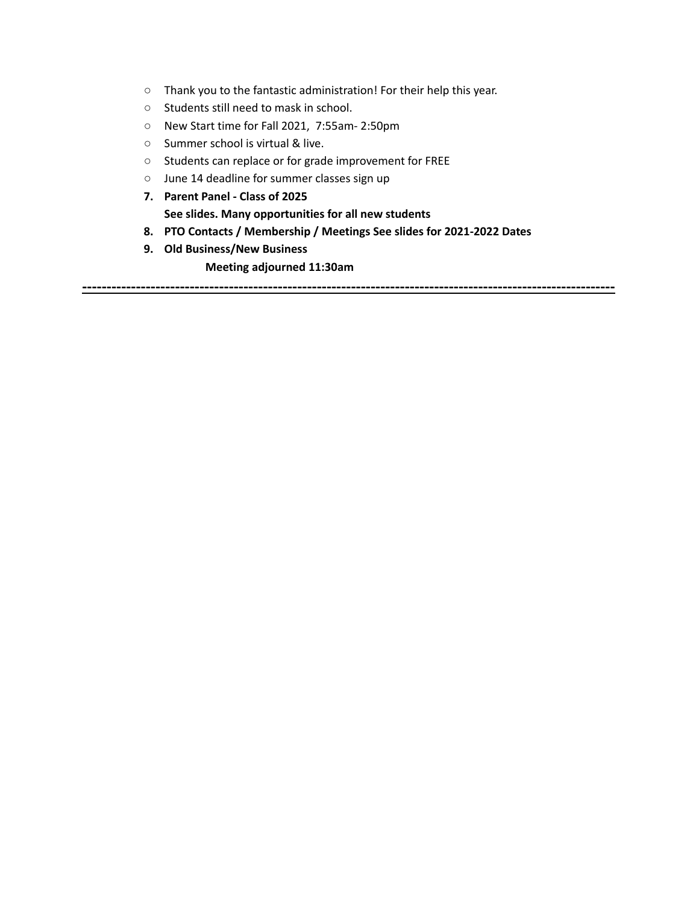- Thank you to the fantastic administration! For their help this year.
- Students still need to mask in school.
- New Start time for Fall 2021,  7:55am- 2:50pm
- Summer school is virtual & live.
- Students can replace or for grade improvement for FREE
- June 14 deadline for summer classes sign up

7. **Parent Panel - Class of 2025**
   **See slides. Many opportunities for all new students**
8. **PTO Contacts / Membership / Meetings See slides for 2021-2022 Dates**
9. **Old Business/New Business**

   **Meeting adjourned 11:30am**

---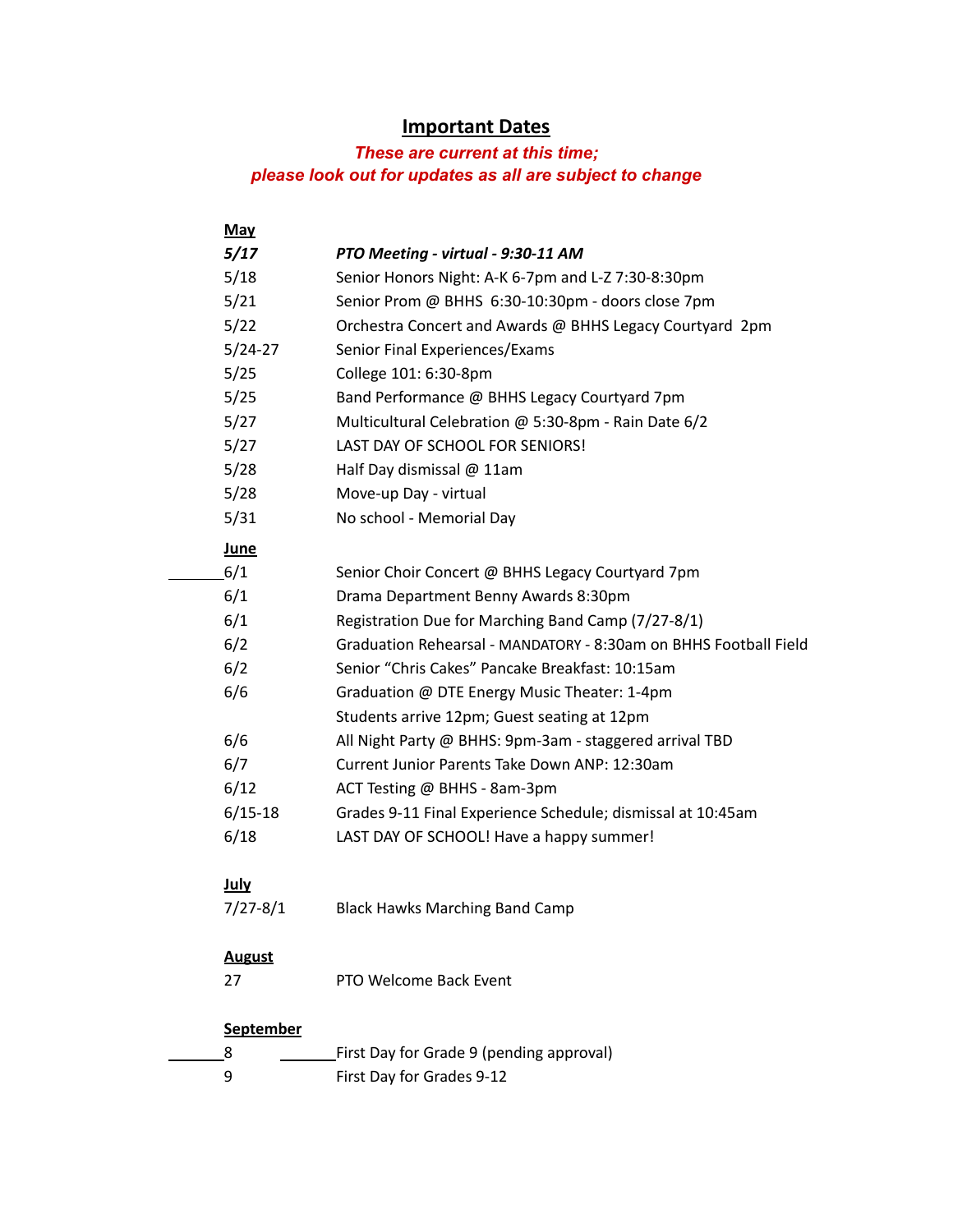## Important Dates

***These are current at this time; please look out for updates as all are subject to change***

| | |
|---|---|
| **May** | |
| ***5/17*** | ***PTO Meeting - virtual - 9:30-11 AM*** |
| 5/18 | Senior Honors Night: A-K 6-7pm and L-Z 7:30-8:30pm |
| 5/21 | Senior Prom @ BHHS 6:30-10:30pm - doors close 7pm |
| 5/22 | Orchestra Concert and Awards @ BHHS Legacy Courtyard 2pm |
| 5/24-27 | Senior Final Experiences/Exams |
| 5/25 | College 101: 6:30-8pm |
| 5/25 | Band Performance @ BHHS Legacy Courtyard 7pm |
| 5/27 | Multicultural Celebration @ 5:30-8pm - Rain Date 6/2 |
| 5/27 | LAST DAY OF SCHOOL FOR SENIORS! |
| 5/28 | Half Day dismissal @ 11am |
| 5/28 | Move-up Day - virtual |
| 5/31 | No school - Memorial Day |
| **June** | |
| 6/1 | Senior Choir Concert @ BHHS Legacy Courtyard 7pm |
| 6/1 | Drama Department Benny Awards 8:30pm |
| 6/1 | Registration Due for Marching Band Camp (7/27-8/1) |
| 6/2 | Graduation Rehearsal - MANDATORY - 8:30am on BHHS Football Field |
| 6/2 | Senior "Chris Cakes" Pancake Breakfast: 10:15am |
| 6/6 | Graduation @ DTE Energy Music Theater: 1-4pm<br>Students arrive 12pm; Guest seating at 12pm |
| 6/6 | All Night Party @ BHHS: 9pm-3am - staggered arrival TBD |
| 6/7 | Current Junior Parents Take Down ANP: 12:30am |
| 6/12 | ACT Testing @ BHHS - 8am-3pm |
| 6/15-18 | Grades 9-11 Final Experience Schedule; dismissal at 10:45am |
| 6/18 | LAST DAY OF SCHOOL! Have a happy summer! |
| **July** | |
| 7/27-8/1 | Black Hawks Marching Band Camp |
| **August** | |
| 27 | PTO Welcome Back Event |
| **September** | |
| 8 | First Day for Grade 9 (pending approval) |
| 9 | First Day for Grades 9-12 |